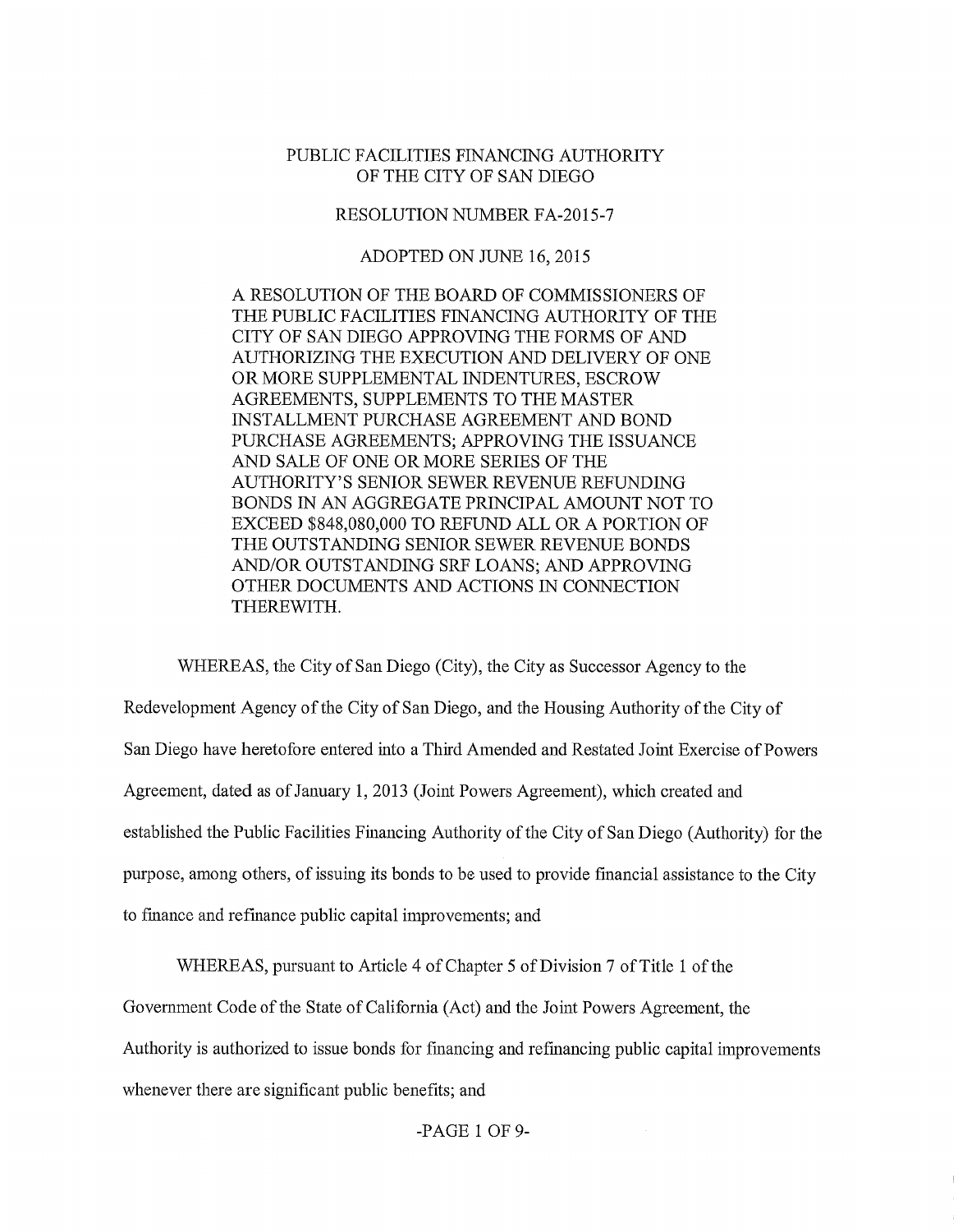# PUBLIC FACILITIES FINANCING AUTHORITY OF THE CITY OF SAN DIEGO

## RESOLUTION NUMBER FA-2015-7

### ADOPTED ON JUNE 16, 2015

A RESOLUTION OF THE BOARD OF COMMISSIONERS OF THE PUBLIC FACILITIES FINANCING AUTHORITY OF THE CITY OF SAN DIEGO APPROVING THE FORMS OF AND AUTHORIZING THE EXECUTION AND DELIVERY OF ONE OR MORE SUPPLEMENTAL INDENTURES, ESCROW AGREEMENTS, SUPPLEMENTS TO THE MASTER INSTALLMENT PURCHASE AGREEMENT AND BOND PURCHASE AGREEMENTS; APPROVING THE ISSUANCE AND SALE OF ONE OR MORE SERIES OF THE AUTHORITY'S SENIOR SEWER REVENUE REFUNDING BONDS IN AN AGGREGATE PRINCIPAL AMOUNT NOT TO EXCEED $848,080,000 TO REFUND ALL OR A PORTION OF THE OUTSTANDING SENIOR SEWER REVENUE BONDS AND/OR OUTSTANDING SRF LOANS; AND APPROVING OTHER DOCUMENTS AND ACTIONS IN CONNECTION THEREWITH.

WHEREAS, the City of San Diego (City), the City as Successor Agency to the Redevelopment Agency of the City of San Diego, and the Housing Authority of the City of San Diego have heretofore entered into a Third Amended and Restated Joint Exercise of Powers Agreement, dated as of January 1, 2013 (Joint Powers Agreement), which created and established the Public Facilities Financing Authority of the City of San Diego (Authority) for the purpose, among others, of issuing its bonds to be used to provide financial assistance to the City to finance and refinance public capital improvements; and

WHEREAS, pursuant to Article 4 of Chapter 5 of Division 7 of Title 1 of the Government Code of the State of California (Act) and the Joint Powers Agreement, the Authority is authorized to issue bonds for financing and refinancing public capital improvements whenever there are significant public benefits; and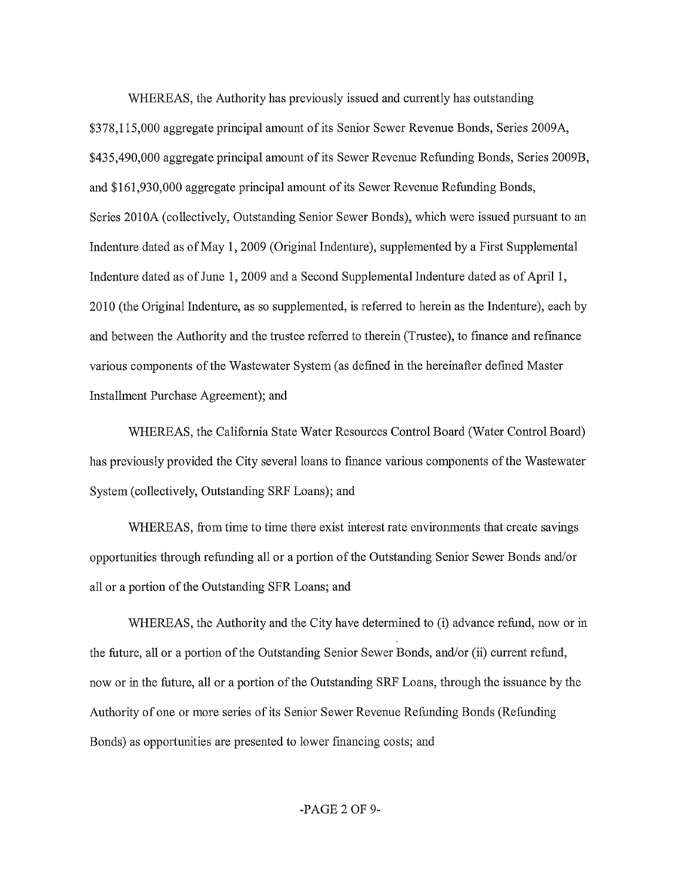WHEREAS, the Authority has previously issued and currently has outstanding $378,115,000 aggregate principal amount of its Senior Sewer Revenue Bonds, Series 2009A, $435,490,000 aggregate principal amount of its Sewer Revenue Refunding Bonds, Series 2009B, and $161,930,000 aggregate principal amount of its Sewer Revenue Refunding Bonds, Series 2010A (collectively, Outstanding Senior Sewer Bonds), which were issued pursuant to an Indenture dated as of May 1, 2009 (Original Indenture), supplemented by a First Supplemental Indenture dated as of June 1, 2009 and a Second Supplemental Indenture dated as of April 1, 2010 (the Original Indenture, as so supplemented, is referred to herein as the Indenture), each by and between the Authority and the trustee referred to therein (Trustee), to finance and refinance various components of the Wastewater System (as defined in the hereinafter defined Master Installment Purchase Agreement); and

WHEREAS, the California State Water Resources Control Board (Water Control Board) has previously provided the City several loans to finance various components of the Wastewater System (collectively, Outstanding SRF Loans); and

WHEREAS, from time to time there exist interest rate environments that create savings opportunities through refunding all or a portion of the Outstanding Senior Sewer Bonds and/or all or a portion of the Outstanding SFR Loans; and

WHEREAS, the Authority and the City have determined to (i) advance refund, now or in the future, all or a portion of the Outstanding Senior Sewer Bonds, and/or (ii) current refund, now or in the future, all or a portion of the Outstanding SRF Loans, through the issuance by the Authority of one or more series of its Senior Sewer Revenue Refunding Bonds (Refunding Bonds) as opportunities are presented to lower financing costs; and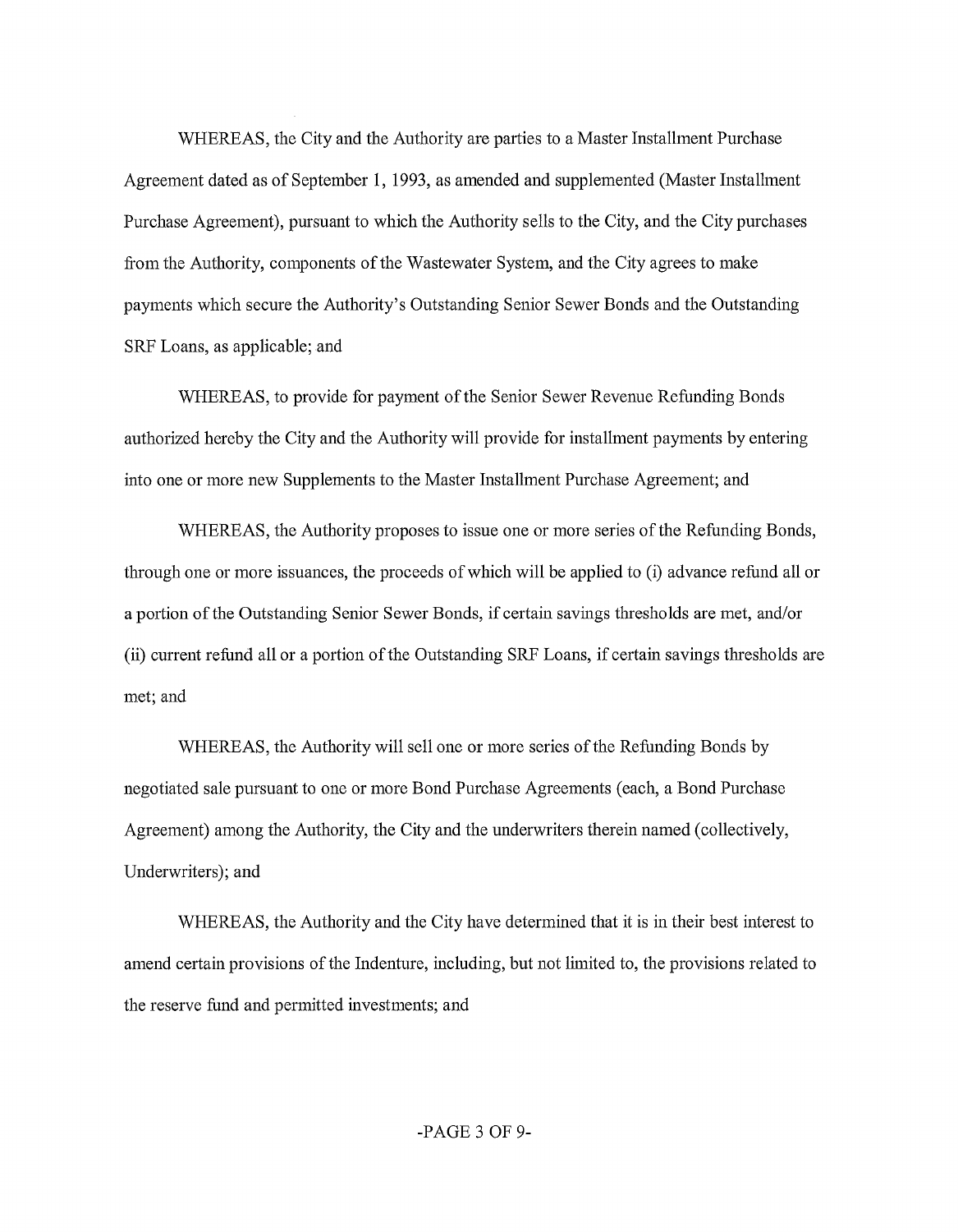WHEREAS, the City and the Authority are parties to a Master Installment Purchase Agreement dated as of September 1, 1993, as amended and supplemented (Master Installment Purchase Agreement), pursuant to which the Authority sells to the City, and the City purchases from the Authority, components of the Wastewater System, and the City agrees to make payments which secure the Authority's Outstanding Senior Sewer Bonds and the Outstanding SRF Loans, as applicable; and

WHEREAS, to provide for payment of the Senior Sewer Revenue Refunding Bonds authorized hereby the City and the Authority will provide for installment payments by entering into one or more new Supplements to the Master Installment Purchase Agreement; and

WHEREAS, the Authority proposes to issue one or more series of the Refunding Bonds, through one or more issuances, the proceeds of which will be applied to (i) advance refund all or a portion of the Outstanding Senior Sewer Bonds, if certain savings thresholds are met, and/or (ii) current refund all or a portion of the Outstanding SRF Loans, if certain savings thresholds are met; and

WHEREAS, the Authority will sell one or more series of the Refunding Bonds by negotiated sale pursuant to one or more Bond Purchase Agreements (each, a Bond Purchase Agreement) among the Authority, the City and the underwriters therein named (collectively, Underwriters); and

WHEREAS, the Authority and the City have determined that it is in their best interest to amend certain provisions of the Indenture, including, but not limited to, the provisions related to the reserve fund and permitted investments; and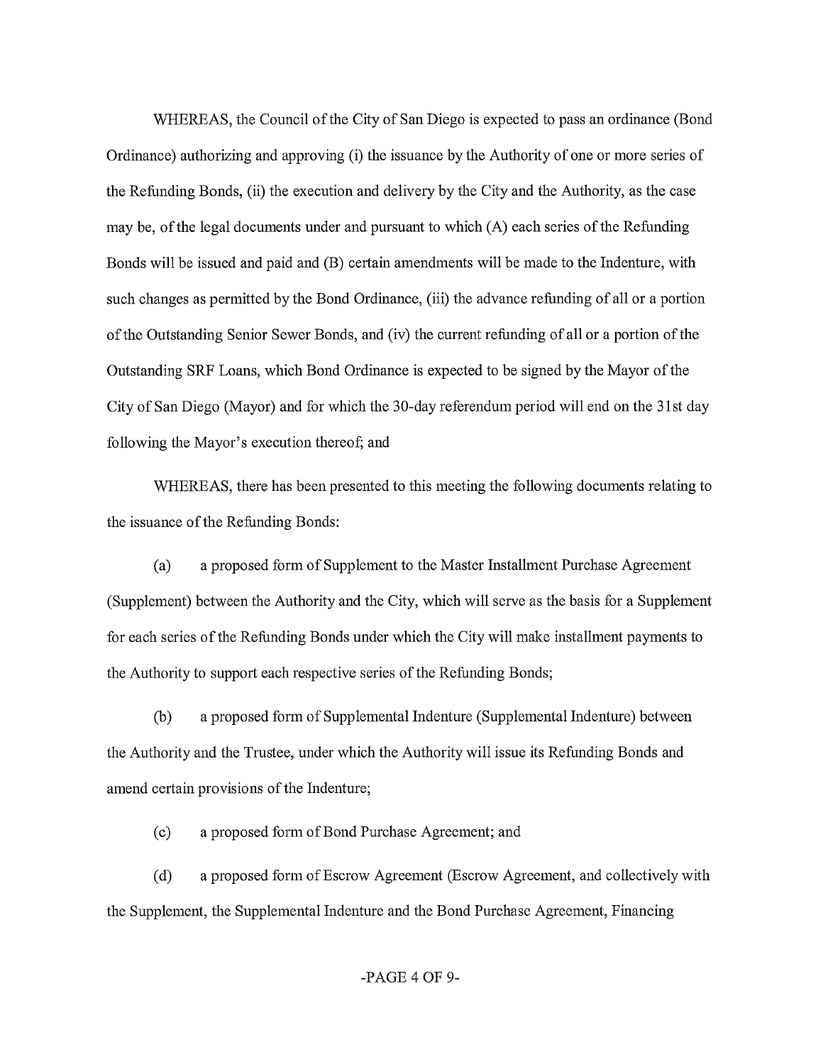WHEREAS, the Council of the City of San Diego is expected to pass an ordinance (Bond Ordinance) authorizing and approving (i) the issuance by the Authority of one or more series of the Refunding Bonds, (ii) the execution and delivery by the City and the Authority, as the case may be, of the legal documents under and pursuant to which (A) each series of the Refunding Bonds will be issued and paid and (B) certain amendments will be made to the Indenture, with such changes as permitted by the Bond Ordinance, (iii) the advance refunding of all or a portion of the Outstanding Senior Sewer Bonds, and (iv) the current refunding of all or a portion of the Outstanding SRF Loans, which Bond Ordinance is expected to be signed by the Mayor of the City of San Diego (Mayor) and for which the 30-day referendum period will end on the 31st day following the Mayor's execution thereof; and

WHEREAS, there has been presented to this meeting the following documents relating to the issuance of the Refunding Bonds:

(a) a proposed form of Supplement to the Master Installment Purchase Agreement (Supplement) between the Authority and the City, which will serve as the basis for a Supplement for each series of the Refunding Bonds under which the City will make installment payments to the Authority to support each respective series of the Refunding Bonds;

(b) a proposed form of Supplemental Indenture (Supplemental Indenture) between the Authority and the Trustee, under which the Authority will issue its Refunding Bonds and amend certain provisions of the Indenture;

(c) a proposed form of Bond Purchase Agreement; and

(d) a proposed form of Escrow Agreement (Escrow Agreement, and collectively with the Supplement, the Supplemental Indenture and the Bond Purchase Agreement, Financing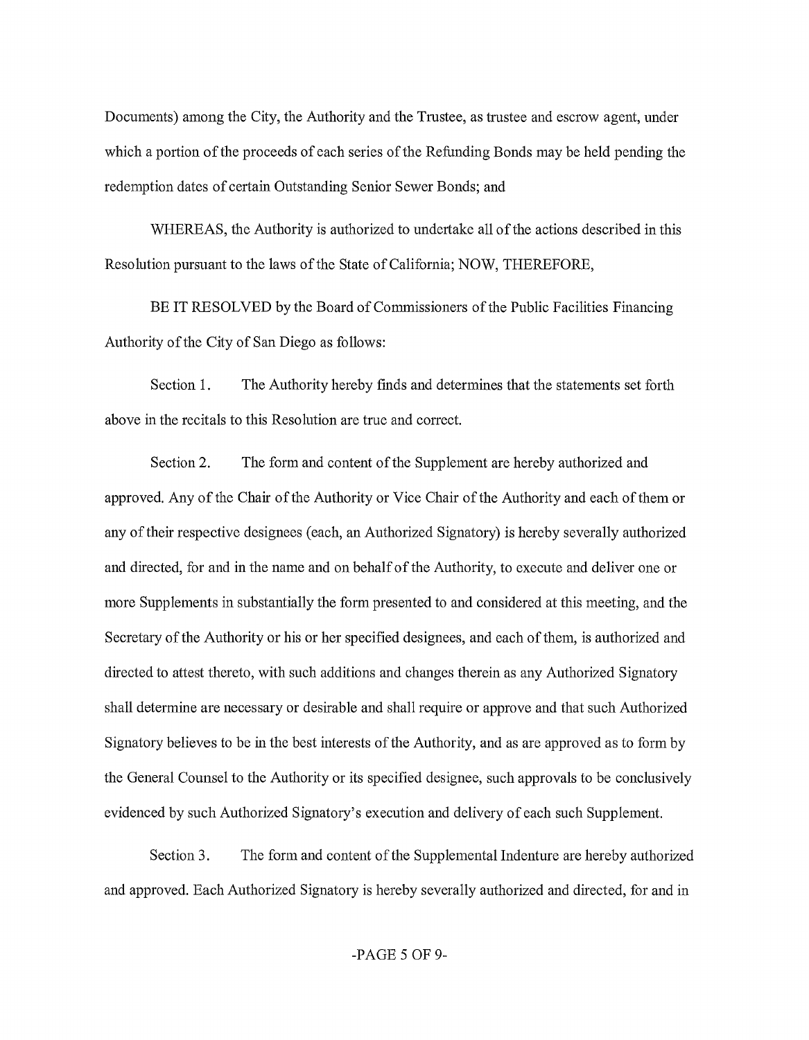Documents) among the City, the Authority and the Trustee, as trustee and escrow agent, under which a portion of the proceeds of each series of the Refunding Bonds may be held pending the redemption dates of certain Outstanding Senior Sewer Bonds; and

WHEREAS, the Authority is authorized to undertake all of the actions described in this Resolution pursuant to the laws of the State of California; NOW, THEREFORE,

BE IT RESOLVED by the Board of Commissioners of the Public Facilities Financing Authority of the City of San Diego as follows:

Section 1. The Authority hereby finds and determines that the statements set forth above in the recitals to this Resolution are true and correct.

Section 2. The form and content of the Supplement are hereby authorized and approved. Any of the Chair of the Authority or Vice Chair of the Authority and each of them or any of their respective designees (each, an Authorized Signatory) is hereby severally authorized and directed, for and in the name and on behalf of the Authority, to execute and deliver one or more Supplements in substantially the form presented to and considered at this meeting, and the Secretary of the Authority or his or her specified designees, and each of them, is authorized and directed to attest thereto, with such additions and changes therein as any Authorized Signatory shall determine are necessary or desirable and shall require or approve and that such Authorized Signatory believes to be in the best interests of the Authority, and as are approved as to form by the General Counsel to the Authority or its specified designee, such approvals to be conclusively evidenced by such Authorized Signatory's execution and delivery of each such Supplement.

Section 3. The form and content of the Supplemental Indenture are hereby authorized and approved. Each Authorized Signatory is hereby severally authorized and directed, for and in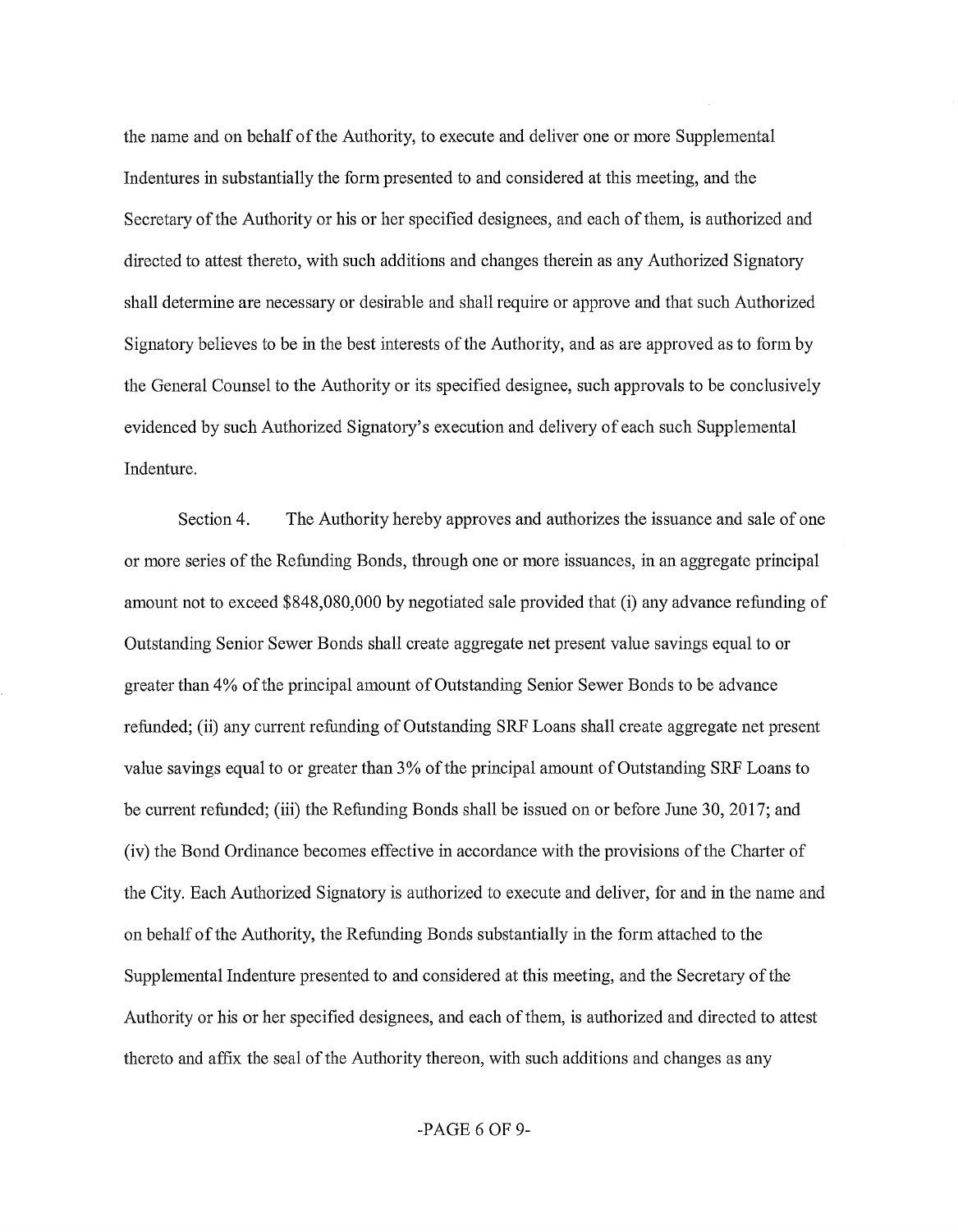the name and on behalf of the Authority, to execute and deliver one or more Supplemental Indentures in substantially the form presented to and considered at this meeting, and the Secretary of the Authority or his or her specified designees, and each of them, is authorized and directed to attest thereto, with such additions and changes therein as any Authorized Signatory shall determine are necessary or desirable and shall require or approve and that such Authorized Signatory believes to be in the best interests of the Authority, and as are approved as to form by the General Counsel to the Authority or its specified designee, such approvals to be conclusively evidenced by such Authorized Signatory's execution and delivery of each such Supplemental Indenture.

Section 4. The Authority hereby approves and authorizes the issuance and sale of one or more series of the Refunding Bonds, through one or more issuances, in an aggregate principal amount not to exceed $848,080,000 by negotiated sale provided that (i) any advance refunding of Outstanding Senior Sewer Bonds shall create aggregate net present value savings equal to or greater than 4% of the principal amount of Outstanding Senior Sewer Bonds to be advance refunded; (ii) any current refunding of Outstanding SRF Loans shall create aggregate net present value savings equal to or greater than 3% of the principal amount of Outstanding SRF Loans to be current refunded; (iii) the Refunding Bonds shall be issued on or before June 30, 2017; and (iv) the Bond Ordinance becomes effective in accordance with the provisions of the Charter of the City. Each Authorized Signatory is authorized to execute and deliver, for and in the name and on behalf of the Authority, the Refunding Bonds substantially in the form attached to the Supplemental Indenture presented to and considered at this meeting, and the Secretary of the Authority or his or her specified designees, and each of them, is authorized and directed to attest thereto and affix the seal of the Authority thereon, with such additions and changes as any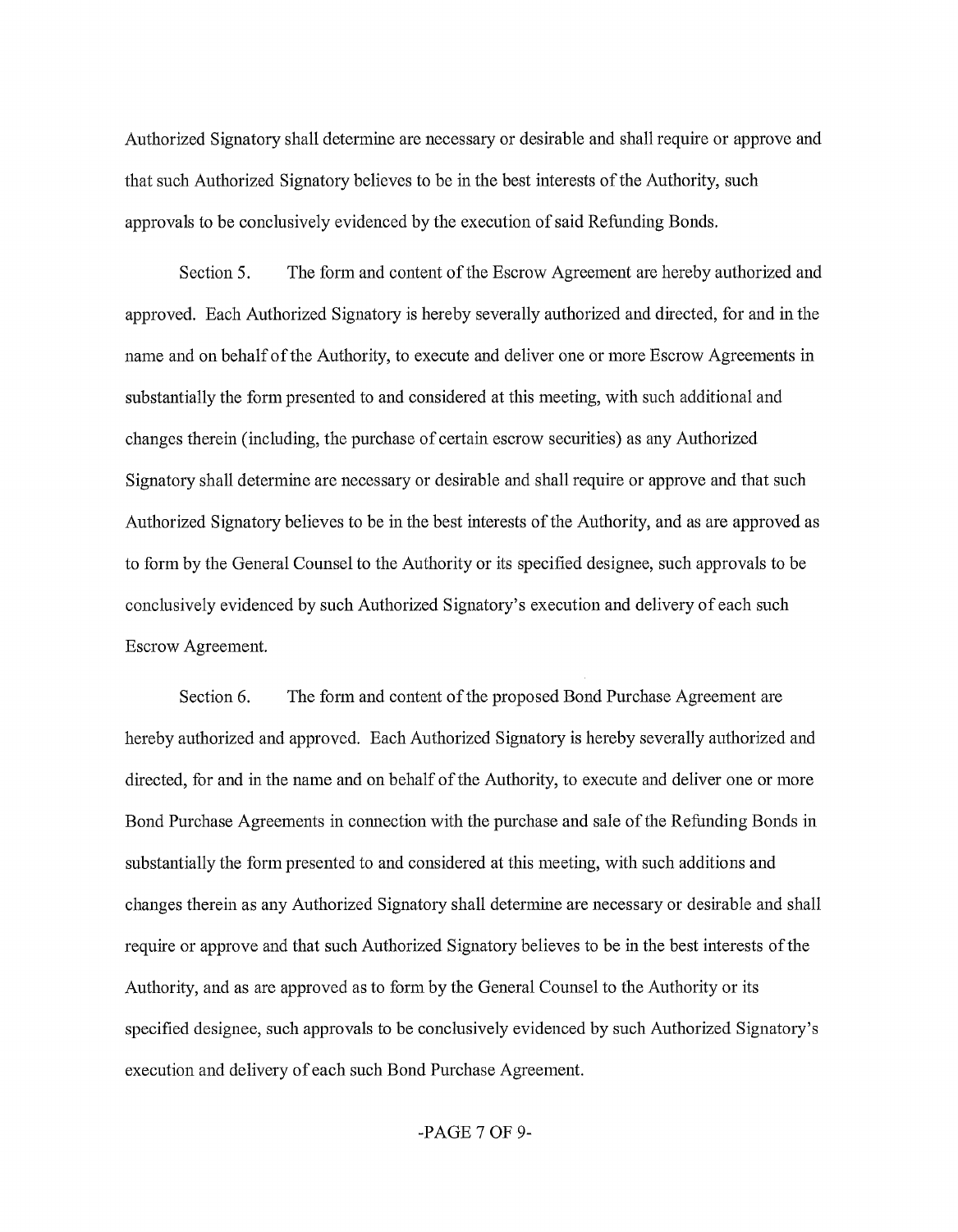Authorized Signatory shall determine are necessary or desirable and shall require or approve and that such Authorized Signatory believes to be in the best interests of the Authority, such approvals to be conclusively evidenced by the execution of said Refunding Bonds.

Section 5. The form and content of the Escrow Agreement are hereby authorized and approved. Each Authorized Signatory is hereby severally authorized and directed, for and in the name and on behalf of the Authority, to execute and deliver one or more Escrow Agreements in substantially the form presented to and considered at this meeting, with such additional and changes therein (including, the purchase of certain escrow securities) as any Authorized Signatory shall determine are necessary or desirable and shall require or approve and that such Authorized Signatory believes to be in the best interests of the Authority, and as are approved as to form by the General Counsel to the Authority or its specified designee, such approvals to be conclusively evidenced by such Authorized Signatory's execution and delivery of each such Escrow Agreement.

Section 6. The form and content of the proposed Bond Purchase Agreement are hereby authorized and approved. Each Authorized Signatory is hereby severally authorized and directed, for and in the name and on behalf of the Authority, to execute and deliver one or more Bond Purchase Agreements in connection with the purchase and sale of the Refunding Bonds in substantially the form presented to and considered at this meeting, with such additions and changes therein as any Authorized Signatory shall determine are necessary or desirable and shall require or approve and that such Authorized Signatory believes to be in the best interests of the Authority, and as are approved as to form by the General Counsel to the Authority or its specified designee, such approvals to be conclusively evidenced by such Authorized Signatory's execution and delivery of each such Bond Purchase Agreement.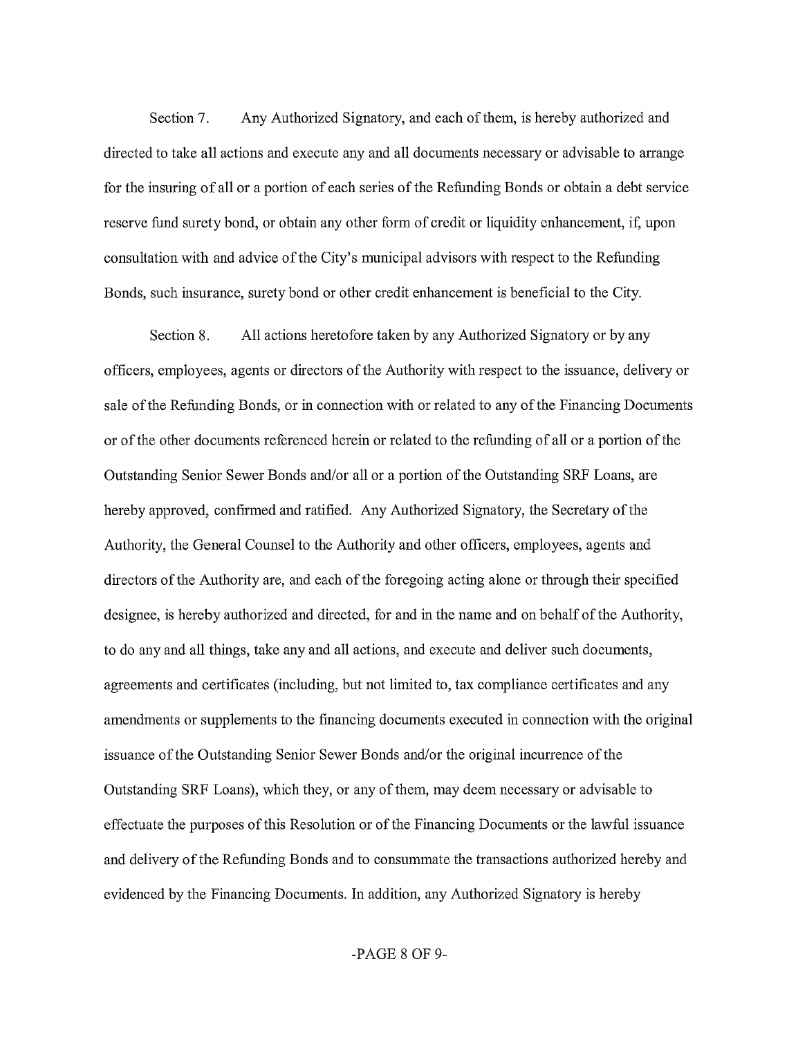Section 7. Any Authorized Signatory, and each of them, is hereby authorized and directed to take all actions and execute any and all documents necessary or advisable to arrange for the insuring of all or a portion of each series of the Refunding Bonds or obtain a debt service reserve fund surety bond, or obtain any other form of credit or liquidity enhancement, if, upon consultation with and advice of the City's municipal advisors with respect to the Refunding Bonds, such insurance, surety bond or other credit enhancement is beneficial to the City.

Section 8. All actions heretofore taken by any Authorized Signatory or by any officers, employees, agents or directors of the Authority with respect to the issuance, delivery or sale of the Refunding Bonds, or in connection with or related to any of the Financing Documents or of the other documents referenced herein or related to the refunding of all or a portion of the Outstanding Senior Sewer Bonds and/or all or a portion of the Outstanding SRF Loans, are hereby approved, confirmed and ratified. Any Authorized Signatory, the Secretary of the Authority, the General Counsel to the Authority and other officers, employees, agents and directors of the Authority are, and each of the foregoing acting alone or through their specified designee, is hereby authorized and directed, for and in the name and on behalf of the Authority, to do any and all things, take any and all actions, and execute and deliver such documents, agreements and certificates (including, but not limited to, tax compliance certificates and any amendments or supplements to the financing documents executed in connection with the original issuance of the Outstanding Senior Sewer Bonds and/or the original incurrence of the Outstanding SRF Loans), which they, or any of them, may deem necessary or advisable to effectuate the purposes of this Resolution or of the Financing Documents or the lawful issuance and delivery of the Refunding Bonds and to consummate the transactions authorized hereby and evidenced by the Financing Documents. In addition, any Authorized Signatory is hereby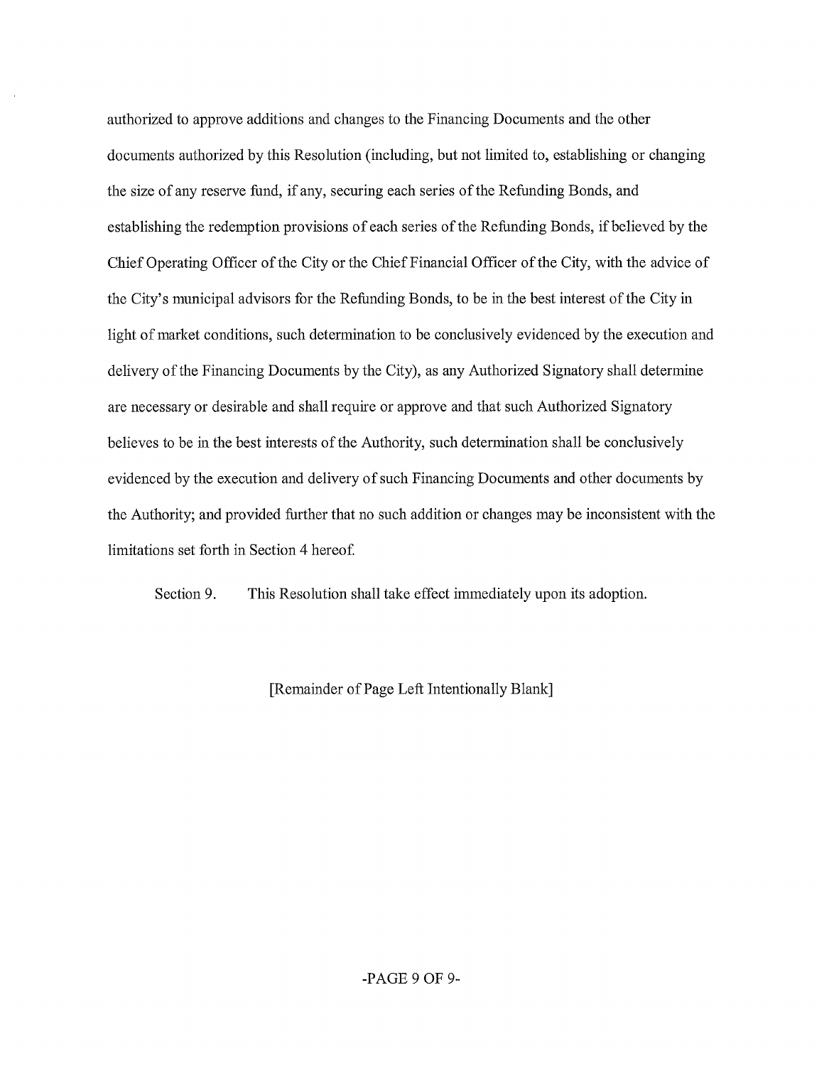authorized to approve additions and changes to the Financing Documents and the other documents authorized by this Resolution (including, but not limited to, establishing or changing the size of any reserve fund, if any, securing each series of the Refunding Bonds, and establishing the redemption provisions of each series of the Refunding Bonds, if believed by the Chief Operating Officer of the City or the Chief Financial Officer of the City, with the advice of the City's municipal advisors for the Refunding Bonds, to be in the best interest of the City in light of market conditions, such determination to be conclusively evidenced by the execution and delivery of the Financing Documents by the City), as any Authorized Signatory shall determine are necessary or desirable and shall require or approve and that such Authorized Signatory believes to be in the best interests of the Authority, such determination shall be conclusively evidenced by the execution and delivery of such Financing Documents and other documents by the Authority; and provided further that no such addition or changes may be inconsistent with the limitations set forth in Section 4 hereof.

Section 9. This Resolution shall take effect immediately upon its adoption.

[Remainder of Page Left Intentionally Blank]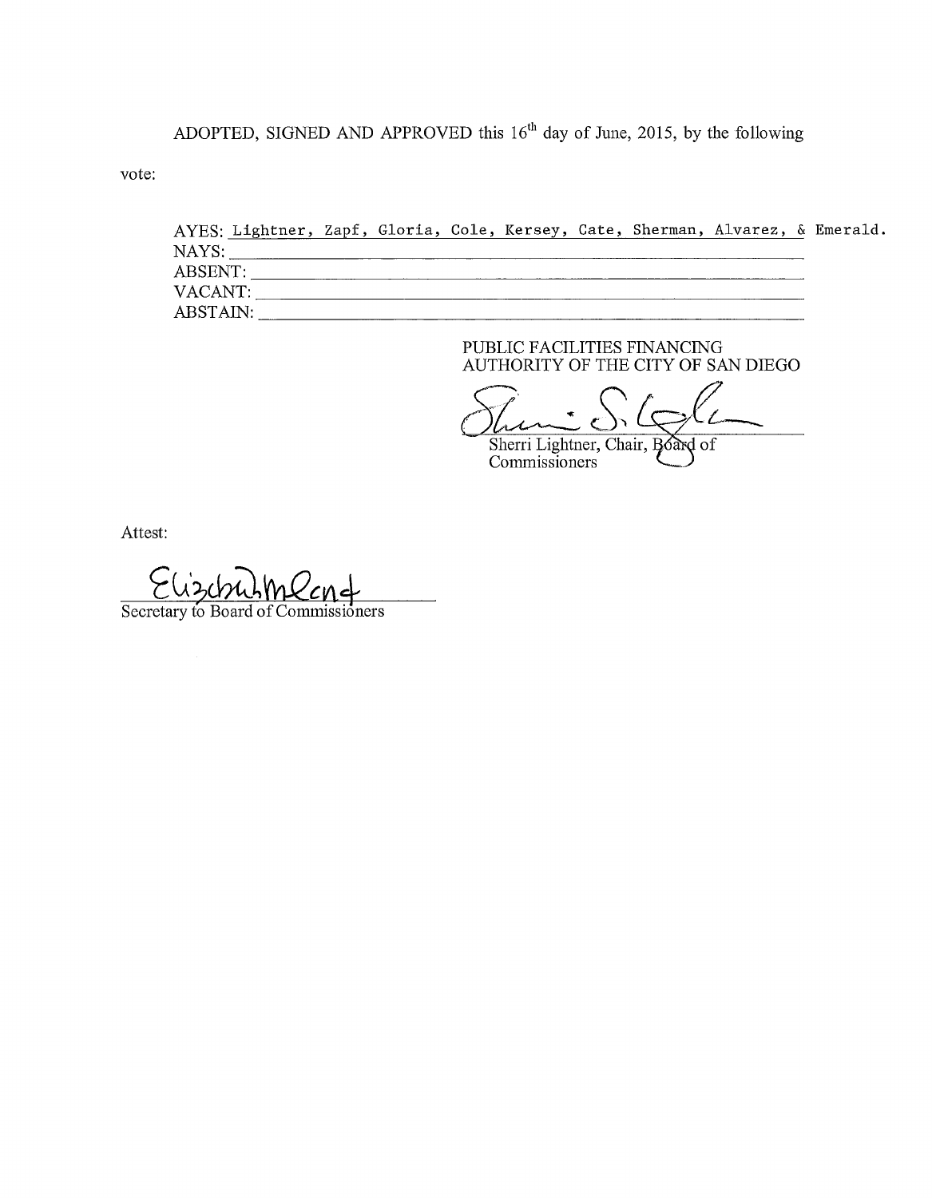ADOPTED, SIGNED AND APPROVED this 16th day of June, 2015, by the following vote:

AYES: Lightner, Zapf, Gloria, Cole, Kersey, Cate, Sherman, Alvarez, & Emerald.
NAYS: ______________________________
ABSENT: ______________________________
VACANT: ______________________________
ABSTAIN: ______________________________

PUBLIC FACILITIES FINANCING
AUTHORITY OF THE CITY OF SAN DIEGO

Sherri Lightner, Chair, Board of Commissioners

Attest:

Secretary to Board of Commissioners